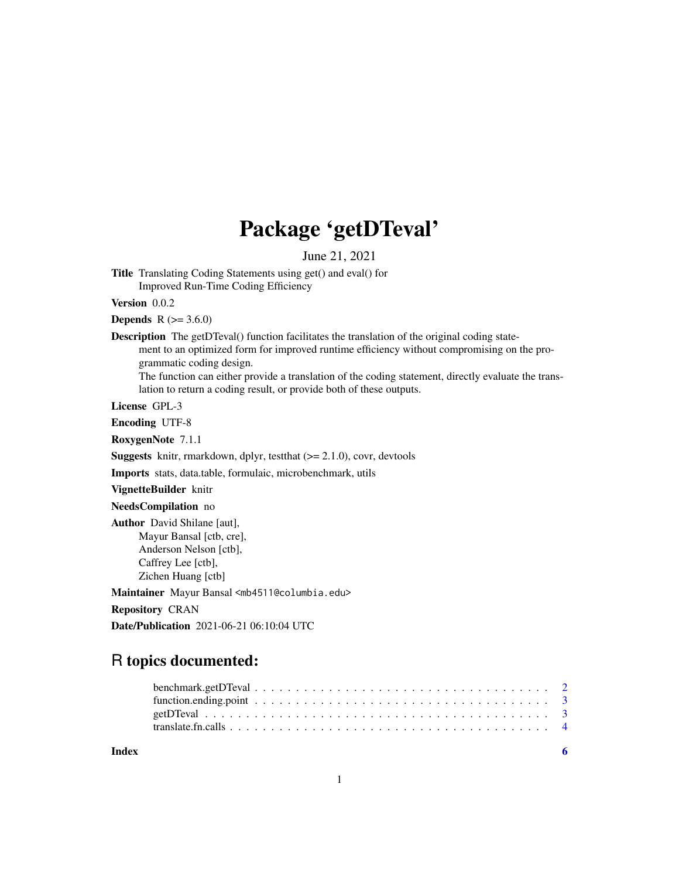# Package 'getDTeval'

June 21, 2021

**Title** Translating Coding Statements using get() and eval() for Improved Run-Time Coding Efficiency

**Version** 0.0.2

**Depends** R (>= 3.6.0)

**Description** The getDTeval() function facilitates the translation of the original coding statement to an optimized form for improved runtime efficiency without compromising on the programmatic coding design.
The function can either provide a translation of the coding statement, directly evaluate the translation to return a coding result, or provide both of these outputs.

**License** GPL-3

**Encoding** UTF-8

**RoxygenNote** 7.1.1

**Suggests** knitr, rmarkdown, dplyr, testthat (>= 2.1.0), covr, devtools

**Imports** stats, data.table, formulaic, microbenchmark, utils

**VignetteBuilder** knitr

**NeedsCompilation** no

**Author** David Shilane [aut],
Mayur Bansal [ctb, cre],
Anderson Nelson [ctb],
Caffrey Lee [ctb],
Zichen Huang [ctb]

**Maintainer** Mayur Bansal <mb4511@columbia.edu>

**Repository** CRAN

**Date/Publication** 2021-06-21 06:10:04 UTC

## R topics documented:

- benchmark.getDTeval . . . . . . . . . . 2
- function.ending.point . . . . . . . . . . 3
- getDTeval . . . . . . . . . . 3
- translate.fn.calls . . . . . . . . . . 4

**Index** 6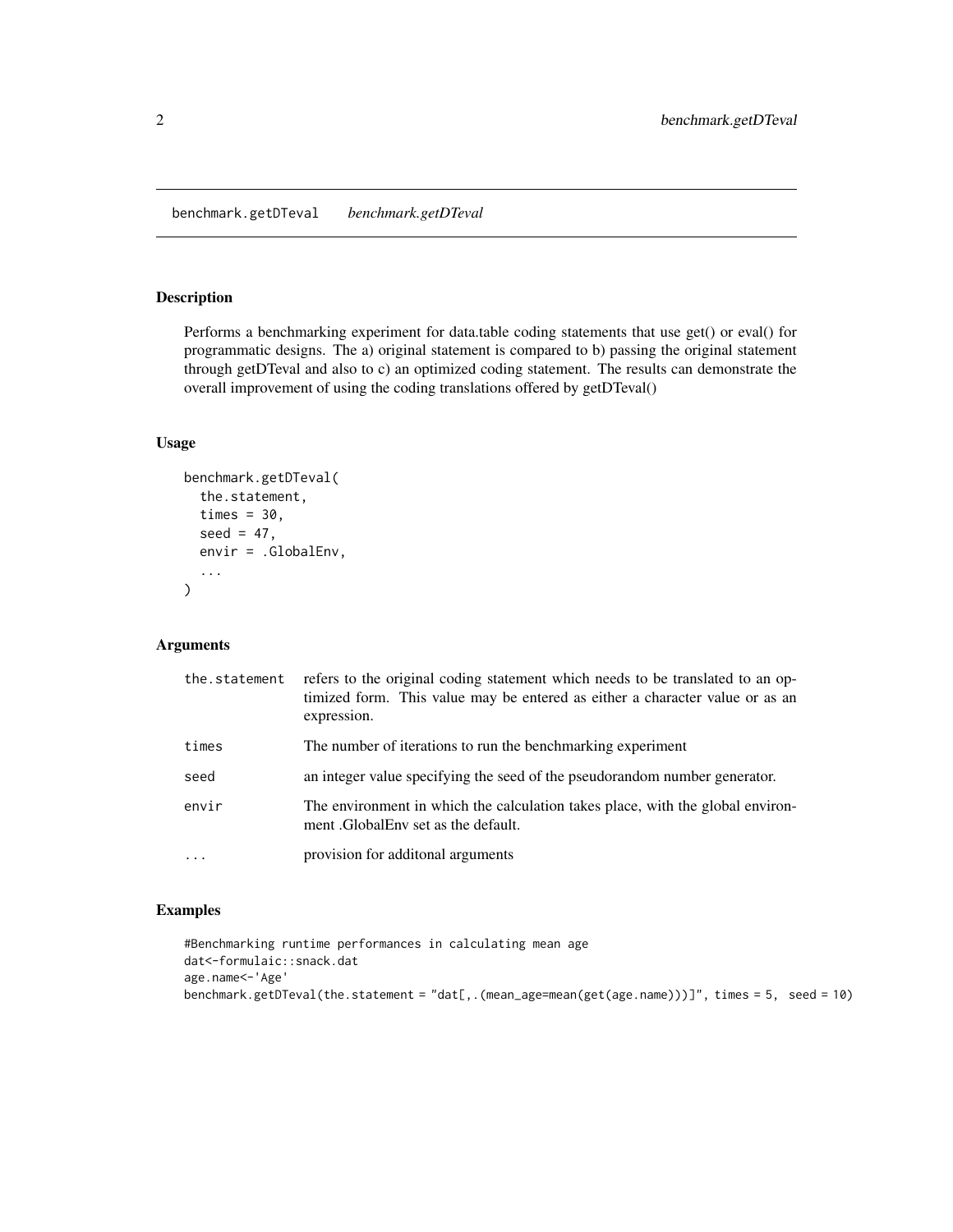# benchmark.getDTeval *benchmark.getDTeval*

## Description

Performs a benchmarking experiment for data.table coding statements that use get() or eval() for programmatic designs. The a) original statement is compared to b) passing the original statement through getDTeval and also to c) an optimized coding statement. The results can demonstrate the overall improvement of using the coding translations offered by getDTeval()

## Usage

```
benchmark.getDTeval(
  the.statement,
  times = 30,
  seed = 47,
  envir = .GlobalEnv,
  ...
)
```

## Arguments

| | |
|---|---|
| the.statement | refers to the original coding statement which needs to be translated to an optimized form. This value may be entered as either a character value or as an expression. |
| times | The number of iterations to run the benchmarking experiment |
| seed | an integer value specifying the seed of the pseudorandom number generator. |
| envir | The environment in which the calculation takes place, with the global environment .GlobalEnv set as the default. |
| ... | provision for additonal arguments |

## Examples

```
#Benchmarking runtime performances in calculating mean age
dat<-formulaic::snack.dat
age.name<-'Age'
benchmark.getDTeval(the.statement = "dat[,.(mean_age=mean(get(age.name)))]", times = 5,  seed = 10)
```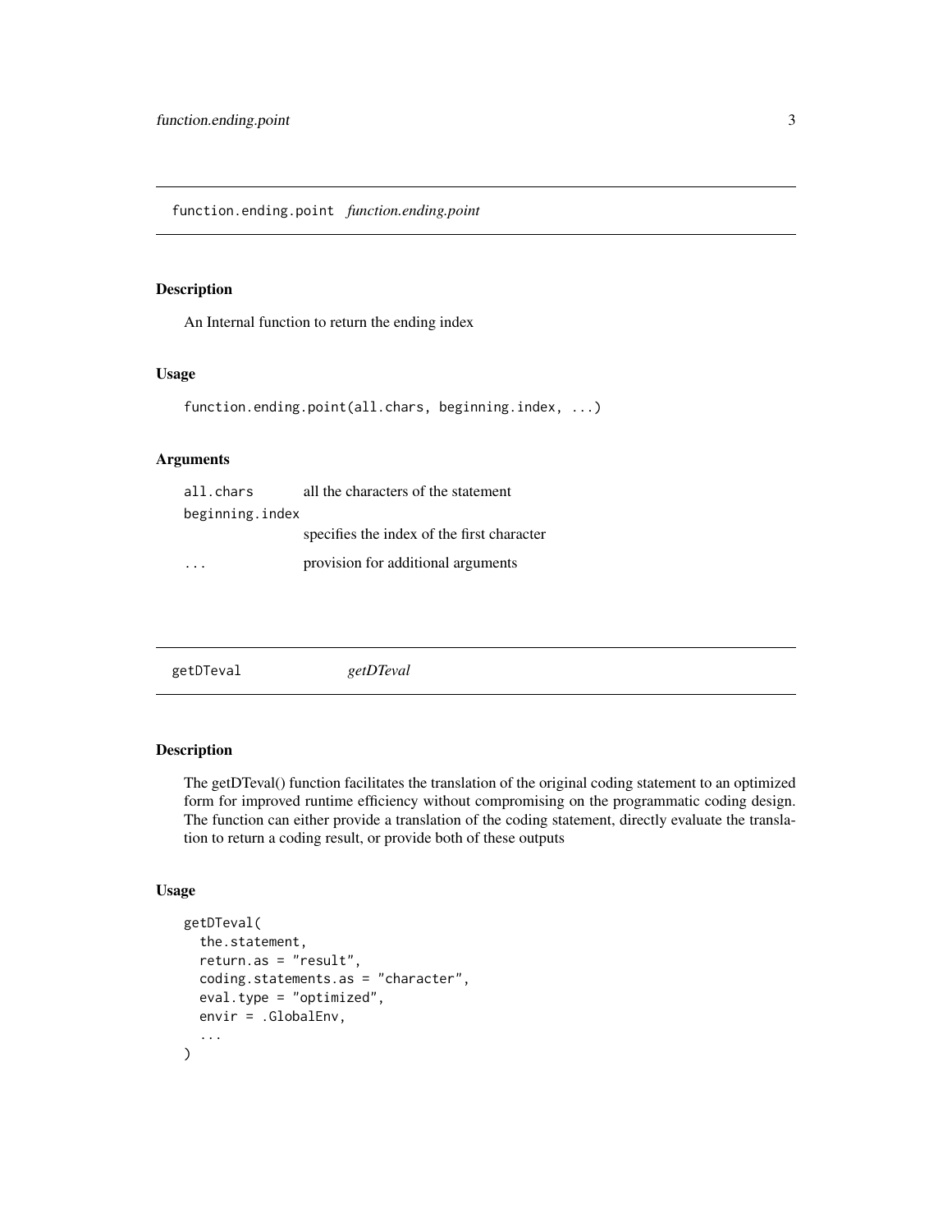## function.ending.point *function.ending.point*

### Description

An Internal function to return the ending index

### Usage

```
function.ending.point(all.chars, beginning.index, ...)
```

### Arguments

| | |
|---|---|
| all.chars | all the characters of the statement |
| beginning.index | specifies the index of the first character |
| ... | provision for additional arguments |

## getDTeval *getDTeval*

### Description

The getDTeval() function facilitates the translation of the original coding statement to an optimized form for improved runtime efficiency without compromising on the programmatic coding design. The function can either provide a translation of the coding statement, directly evaluate the translation to return a coding result, or provide both of these outputs

### Usage

```
getDTeval(
  the.statement,
  return.as = "result",
  coding.statements.as = "character",
  eval.type = "optimized",
  envir = .GlobalEnv,
  ...
)
```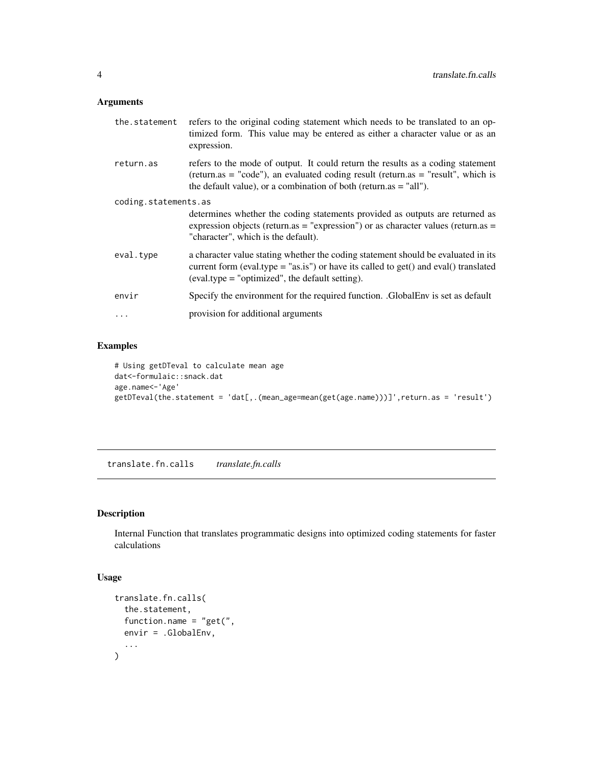### Arguments

| | |
|---|---|
| the.statement | refers to the original coding statement which needs to be translated to an optimized form. This value may be entered as either a character value or as an expression. |
| return.as | refers to the mode of output. It could return the results as a coding statement (return.as = "code"), an evaluated coding result (return.as = "result", which is the default value), or a combination of both (return.as = "all"). |
| coding.statements.as | determines whether the coding statements provided as outputs are returned as expression objects (return.as = "expression") or as character values (return.as = "character", which is the default). |
| eval.type | a character value stating whether the coding statement should be evaluated in its current form (eval.type = "as.is") or have its called to get() and eval() translated (eval.type = "optimized", the default setting). |
| envir | Specify the environment for the required function. .GlobalEnv is set as default |
| ... | provision for additional arguments |

### Examples

```
# Using getDTeval to calculate mean age
dat<-formulaic::snack.dat
age.name<-'Age'
getDTeval(the.statement = 'dat[,.(mean_age=mean(get(age.name)))]',return.as = 'result')
```

## translate.fn.calls *translate.fn.calls*

### Description

Internal Function that translates programmatic designs into optimized coding statements for faster calculations

### Usage

```
translate.fn.calls(
  the.statement,
  function.name = "get(",
  envir = .GlobalEnv,
  ...
)
```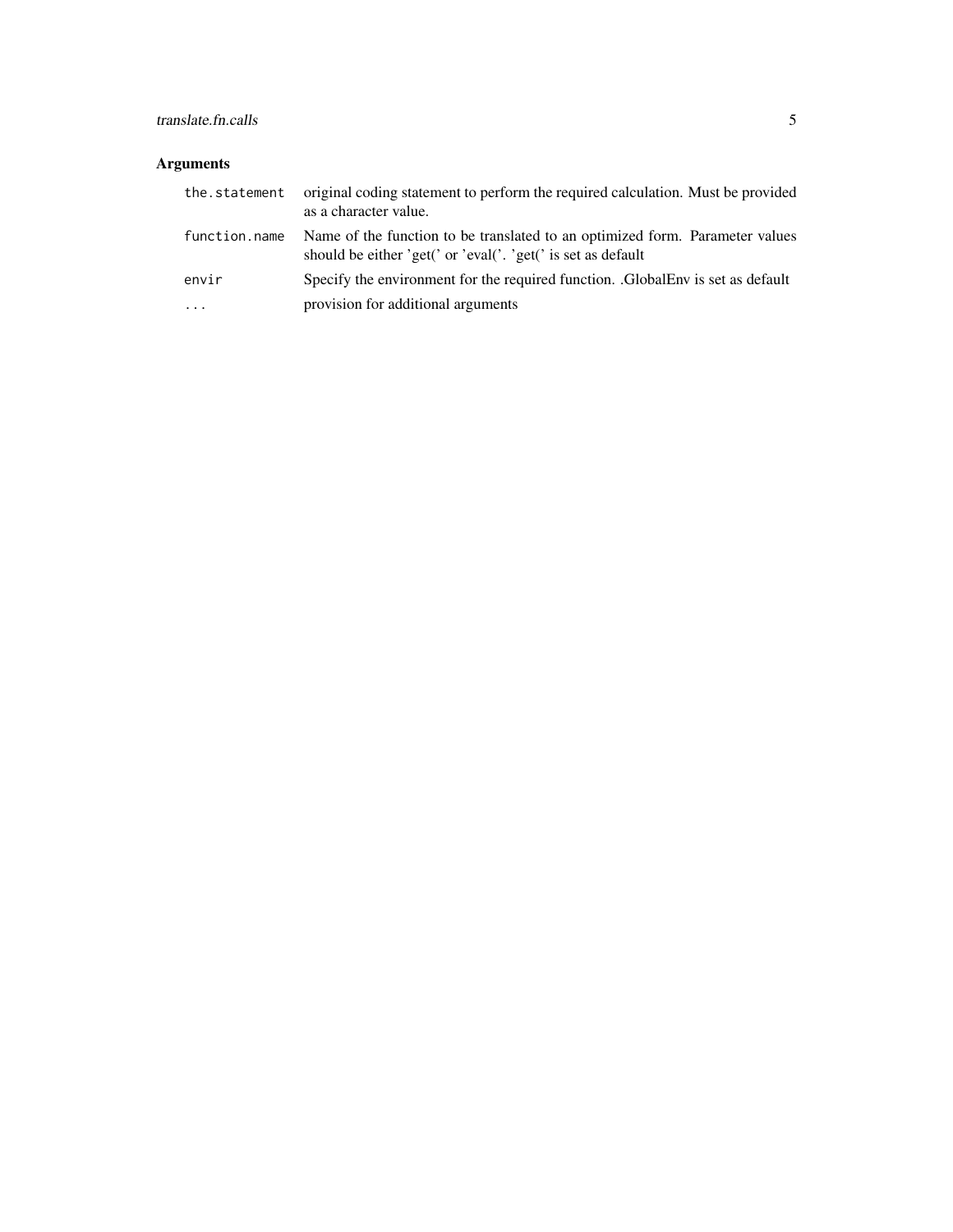## Arguments

| | |
|---|---|
| `the.statement` | original coding statement to perform the required calculation. Must be provided as a character value. |
| `function.name` | Name of the function to be translated to an optimized form. Parameter values should be either 'get(' or 'eval('. 'get(' is set as default |
| `envir` | Specify the environment for the required function. .GlobalEnv is set as default |
| `...` | provision for additional arguments |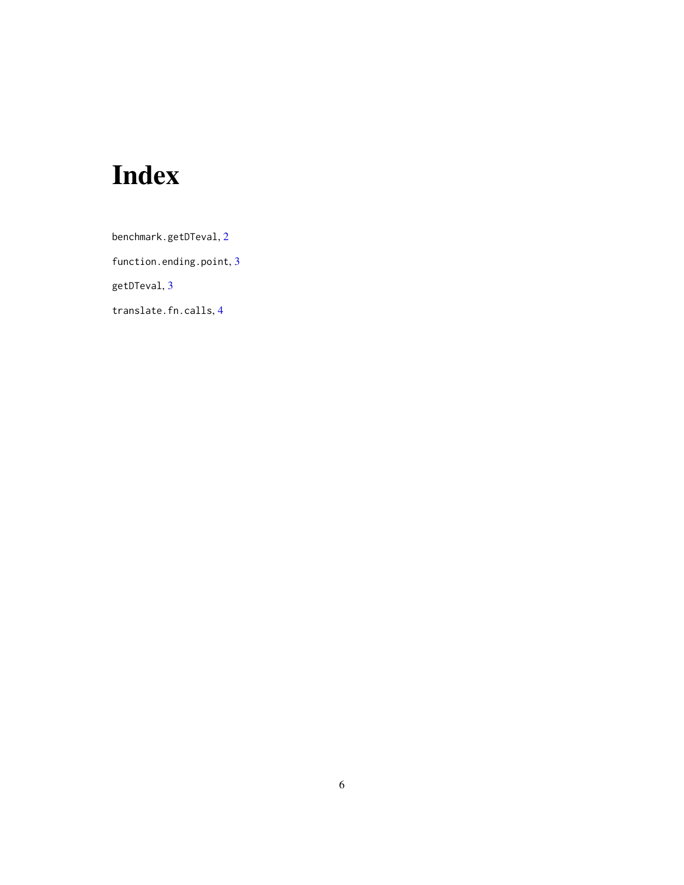# Index

benchmark.getDTeval, 2

function.ending.point, 3

getDTeval, 3

translate.fn.calls, 4